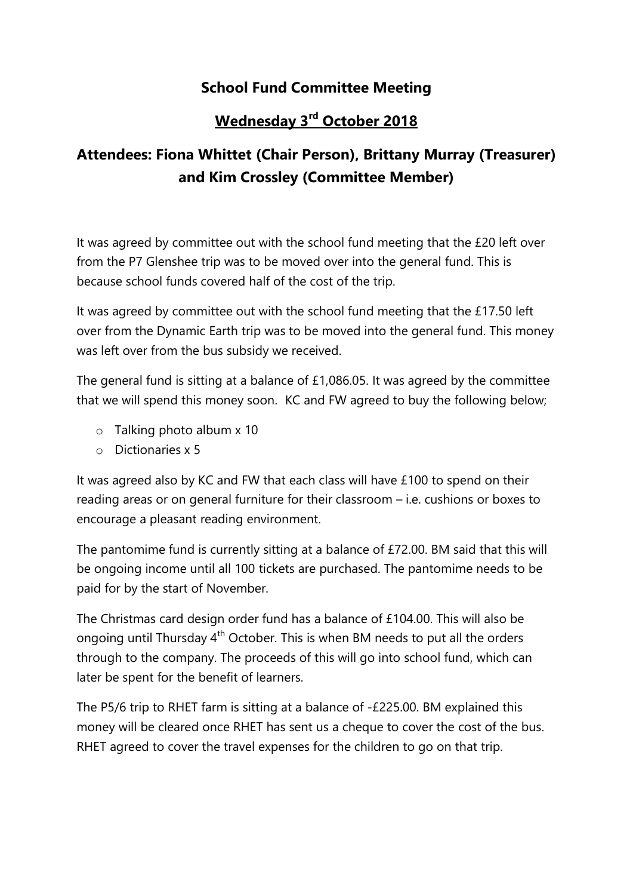# School Fund Committee Meeting

## Wednesday 3rd October 2018

## Attendees: Fiona Whittet (Chair Person), Brittany Murray (Treasurer) and Kim Crossley (Committee Member)

It was agreed by committee out with the school fund meeting that the £20 left over from the P7 Glenshee trip was to be moved over into the general fund. This is because school funds covered half of the cost of the trip.

It was agreed by committee out with the school fund meeting that the £17.50 left over from the Dynamic Earth trip was to be moved into the general fund. This money was left over from the bus subsidy we received.

The general fund is sitting at a balance of £1,086.05. It was agreed by the committee that we will spend this money soon. KC and FW agreed to buy the following below;

- Talking photo album x 10
- Dictionaries x 5

It was agreed also by KC and FW that each class will have £100 to spend on their reading areas or on general furniture for their classroom – i.e. cushions or boxes to encourage a pleasant reading environment.

The pantomime fund is currently sitting at a balance of £72.00. BM said that this will be ongoing income until all 100 tickets are purchased. The pantomime needs to be paid for by the start of November.

The Christmas card design order fund has a balance of £104.00. This will also be ongoing until Thursday 4th October. This is when BM needs to put all the orders through to the company. The proceeds of this will go into school fund, which can later be spent for the benefit of learners.

The P5/6 trip to RHET farm is sitting at a balance of -£225.00. BM explained this money will be cleared once RHET has sent us a cheque to cover the cost of the bus. RHET agreed to cover the travel expenses for the children to go on that trip.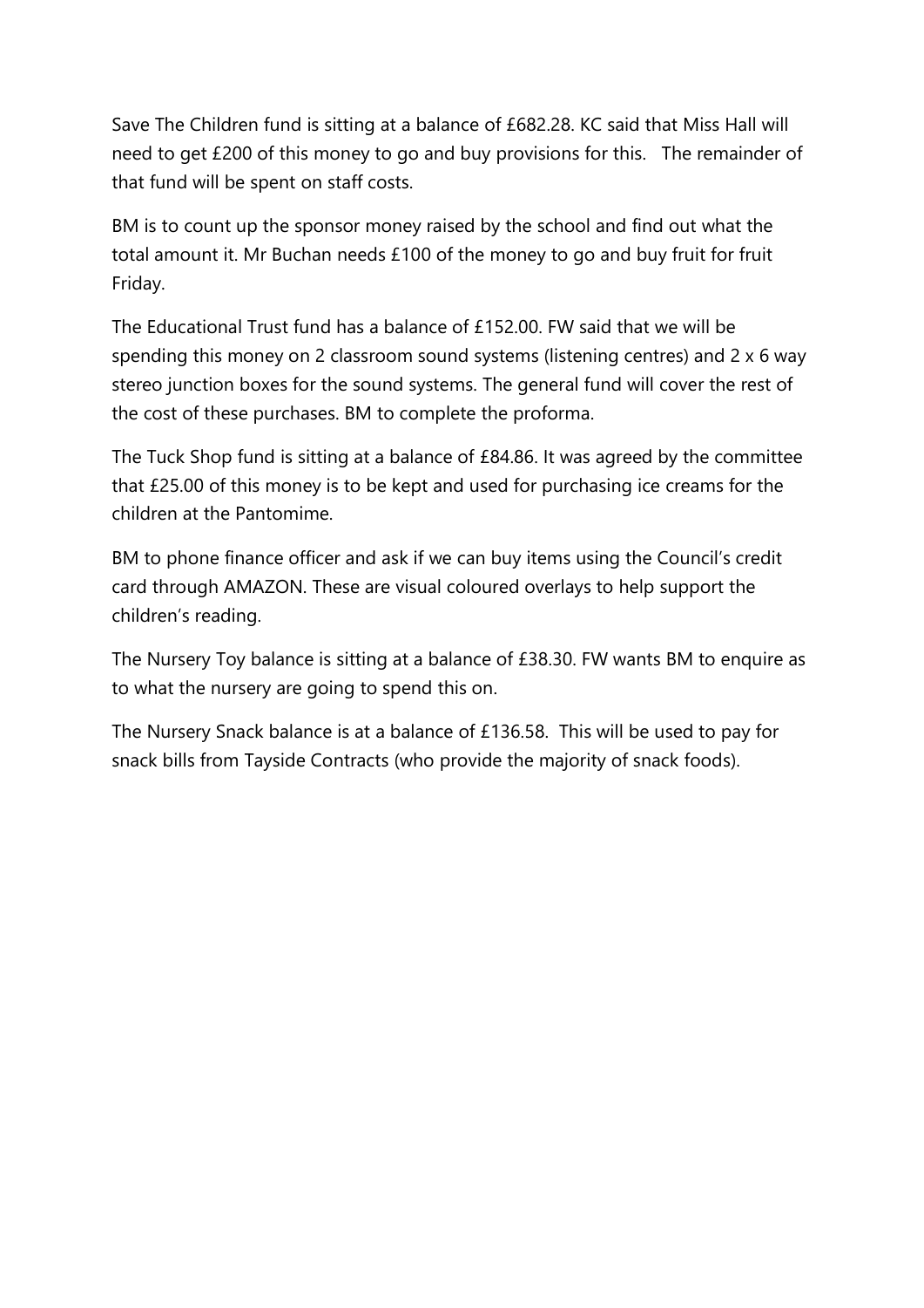Save The Children fund is sitting at a balance of £682.28. KC said that Miss Hall will need to get £200 of this money to go and buy provisions for this. The remainder of that fund will be spent on staff costs.

BM is to count up the sponsor money raised by the school and find out what the total amount it. Mr Buchan needs £100 of the money to go and buy fruit for fruit Friday.

The Educational Trust fund has a balance of £152.00. FW said that we will be spending this money on 2 classroom sound systems (listening centres) and 2 x 6 way stereo junction boxes for the sound systems. The general fund will cover the rest of the cost of these purchases. BM to complete the proforma.

The Tuck Shop fund is sitting at a balance of £84.86. It was agreed by the committee that £25.00 of this money is to be kept and used for purchasing ice creams for the children at the Pantomime.

BM to phone finance officer and ask if we can buy items using the Council's credit card through AMAZON. These are visual coloured overlays to help support the children's reading.

The Nursery Toy balance is sitting at a balance of £38.30. FW wants BM to enquire as to what the nursery are going to spend this on.

The Nursery Snack balance is at a balance of £136.58. This will be used to pay for snack bills from Tayside Contracts (who provide the majority of snack foods).